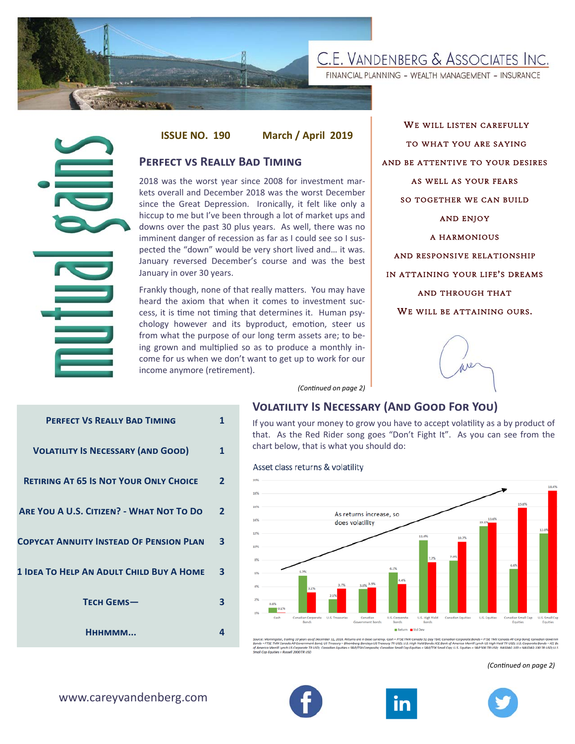# C.E. Vandenberg & Associates Inc.

FINANCIAL PLANNING - WEALTH MANAGEMENT - INSURANCE

mutual gains

**ISSUE NO. 190** **March / April 2019**

## Perfect vs Really Bad Timing

2018 was the worst year since 2008 for investment markets overall and December 2018 was the worst December since the Great Depression. Ironically, it felt like only a hiccup to me but I've been through a lot of market ups and downs over the past 30 plus years. As well, there was no imminent danger of recession as far as I could see so I suspected the "down" would be very short lived and… it was. January reversed December's course and was the best January in over 30 years.

Frankly though, none of that really matters. You may have heard the axiom that when it comes to investment success, it is time not timing that determines it. Human psychology however and its byproduct, emotion, steer us from what the purpose of our long term assets are; to being grown and multiplied so as to produce a monthly income for us when we don't want to get up to work for our income anymore (retirement).

*(Continued on page 2)*

We will listen carefully
to what you are saying
and be attentive to your desires
as well as your fears
so together we can build
and enjoy
a harmonious
and responsive relationship
in attaining your life's dreams
and through that
we will be attaining ours.

| | |
|---|---|
| Perfect Vs Really Bad Timing | 1 |
| Volatility Is Necessary (And Good) | 1 |
| Retiring At 65 Is Not Your Only Choice | 2 |
| Are You A U.S. Citizen? - What Not To Do | 2 |
| Copycat Annuity Instead Of Pension Plan | 3 |
| 1 Idea To Help An Adult Child Buy A Home | 3 |
| Tech Gems— | 3 |
| Hhhmmm... | 4 |

## Volatility Is Necessary (And Good For You)

If you want your money to grow you have to accept volatility as a by product of that. As the Red Rider song goes "Don't Fight It". As you can see from the chart below, that is what you should do:

Asset class returns & volatility

As returns increase, so does volatility

| Asset class | Return | Std Dev |
|---|---|---|
| Cash | 0.8% | 0.1% |
| Canadian Corporate Bonds | 5.7% | 3.1% |
| U.S. Treasuries | 2.1% | 3.7% |
| Canadian Government Bonds | 3.6% | 3.9% |
| U.S. Corporate Bonds | 6.1% | 4.4% |
| U.S. High Yield Bonds | 11.0% | 7.7% |
| Canadian Equities | 7.9% | 10.7% |
| U.S. Equities | 13.1% | 13.6% |
| Canadian Small Cap Equities | 6.6% | 15.8% |
| U.S. Small Cap Equities | 12.0% | 18.4% |

Source: Morningstar, trailing 10 years as of December 31, 2018. Returns are in base currency. Cash = FTSE TMX Canada 91 Day TBill; Canadian Corporate Bonds = FTSE TMX Canada All Corp Bond; Canadian Government Bonds = FTSE TMX Canada All Government Bond; US Treasury = Bloomberg Barclays US Treasury TR USD; U.S. High Yield Bonds: ICE Bank of America Merrill Lynch US High Yield TR USD; U.S. Corporate Bonds = ICE Bank of America Merrill Lynch US Corporate TR USD; Canadian Equities = S&P/TSX Composite; Canadian Small Cap Equities = S&P/TSX Small Cap; U.S. Equities = S&P 500 TR USD; NASDAQ 100 = NASDAQ 100 TR USD; U.S. Small Cap Equities = Russell 2000TR USD

*(Continued on page 2)*

www.careyvandenberg.com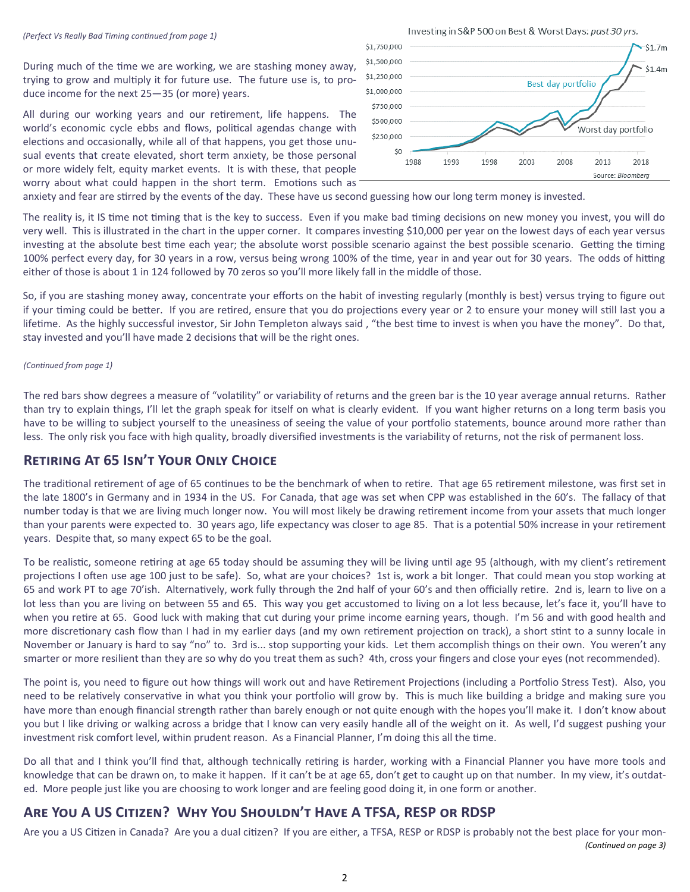*(Perfect Vs Really Bad Timing continued from page 1)*

During much of the time we are working, we are stashing money away, trying to grow and multiply it for future use. The future use is, to produce income for the next 25—35 (or more) years.

All during our working years and our retirement, life happens. The world's economic cycle ebbs and flows, political agendas change with elections and occasionally, while all of that happens, you get those unusual events that create elevated, short term anxiety, be those personal or more widely felt, equity market events. It is with these, that people worry about what could happen in the short term. Emotions such as anxiety and fear are stirred by the events of the day. These have us second guessing how our long term money is invested.

Investing in S&P 500 on Best & Worst Days: *past 30 yrs.*

Source: *Bloomberg*

The reality is, it IS time not timing that is the key to success. Even if you make bad timing decisions on new money you invest, you will do very well. This is illustrated in the chart in the upper corner. It compares investing $10,000 per year on the lowest days of each year versus investing at the absolute best time each year; the absolute worst possible scenario against the best possible scenario. Getting the timing 100% perfect every day, for 30 years in a row, versus being wrong 100% of the time, year in and year out for 30 years. The odds of hitting either of those is about 1 in 124 followed by 70 zeros so you'll more likely fall in the middle of those.

So, if you are stashing money away, concentrate your efforts on the habit of investing regularly (monthly is best) versus trying to figure out if your timing could be better. If you are retired, ensure that you do projections every year or 2 to ensure your money will still last you a lifetime. As the highly successful investor, Sir John Templeton always said , "the best time to invest is when you have the money". Do that, stay invested and you'll have made 2 decisions that will be the right ones.

*(Continued from page 1)*

The red bars show degrees a measure of "volatility" or variability of returns and the green bar is the 10 year average annual returns. Rather than try to explain things, I'll let the graph speak for itself on what is clearly evident. If you want higher returns on a long term basis you have to be willing to subject yourself to the uneasiness of seeing the value of your portfolio statements, bounce around more rather than less. The only risk you face with high quality, broadly diversified investments is the variability of returns, not the risk of permanent loss.

## Retiring At 65 Isn't Your Only Choice

The traditional retirement of age of 65 continues to be the benchmark of when to retire. That age 65 retirement milestone, was first set in the late 1800's in Germany and in 1934 in the US. For Canada, that age was set when CPP was established in the 60's. The fallacy of that number today is that we are living much longer now. You will most likely be drawing retirement income from your assets that much longer than your parents were expected to. 30 years ago, life expectancy was closer to age 85. That is a potential 50% increase in your retirement years. Despite that, so many expect 65 to be the goal.

To be realistic, someone retiring at age 65 today should be assuming they will be living until age 95 (although, with my client's retirement projections I often use age 100 just to be safe). So, what are your choices? 1st is, work a bit longer. That could mean you stop working at 65 and work PT to age 70'ish. Alternatively, work fully through the 2nd half of your 60's and then officially retire. 2nd is, learn to live on a lot less than you are living on between 55 and 65. This way you get accustomed to living on a lot less because, let's face it, you'll have to when you retire at 65. Good luck with making that cut during your prime income earning years, though. I'm 56 and with good health and more discretionary cash flow than I had in my earlier days (and my own retirement projection on track), a short stint to a sunny locale in November or January is hard to say "no" to. 3rd is... stop supporting your kids. Let them accomplish things on their own. You weren't any smarter or more resilient than they are so why do you treat them as such? 4th, cross your fingers and close your eyes (not recommended).

The point is, you need to figure out how things will work out and have Retirement Projections (including a Portfolio Stress Test). Also, you need to be relatively conservative in what you think your portfolio will grow by. This is much like building a bridge and making sure you have more than enough financial strength rather than barely enough or not quite enough with the hopes you'll make it. I don't know about you but I like driving or walking across a bridge that I know can very easily handle all of the weight on it. As well, I'd suggest pushing your investment risk comfort level, within prudent reason. As a Financial Planner, I'm doing this all the time.

Do all that and I think you'll find that, although technically retiring is harder, working with a Financial Planner you have more tools and knowledge that can be drawn on, to make it happen. If it can't be at age 65, don't get to caught up on that number. In my view, it's outdated. More people just like you are choosing to work longer and are feeling good doing it, in one form or another.

## Are You A US Citizen? Why You Shouldn't Have A TFSA, RESP or RDSP

Are you a US Citizen in Canada? Are you a dual citizen? If you are either, a TFSA, RESP or RDSP is probably not the best place for your mon-

*(Continued on page 3)*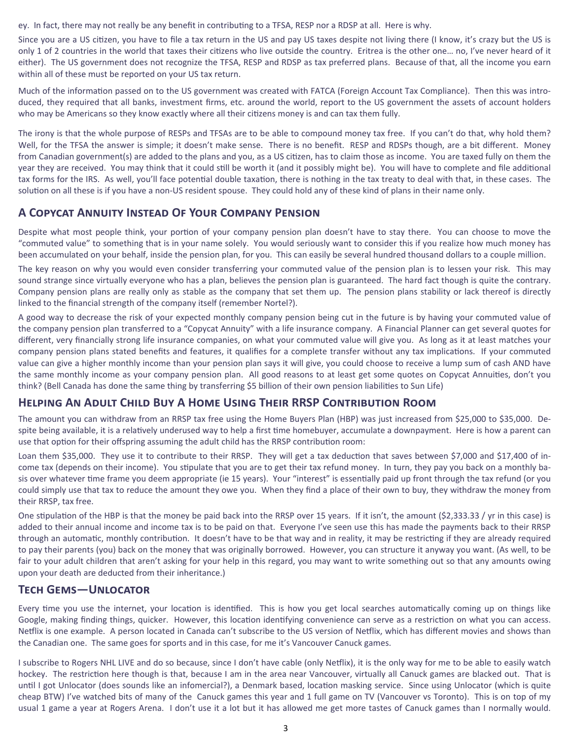ey. In fact, there may not really be any benefit in contributing to a TFSA, RESP nor a RDSP at all. Here is why.

Since you are a US citizen, you have to file a tax return in the US and pay US taxes despite not living there (I know, it's crazy but the US is only 1 of 2 countries in the world that taxes their citizens who live outside the country. Eritrea is the other one… no, I've never heard of it either). The US government does not recognize the TFSA, RESP and RDSP as tax preferred plans. Because of that, all the income you earn within all of these must be reported on your US tax return.

Much of the information passed on to the US government was created with FATCA (Foreign Account Tax Compliance). Then this was introduced, they required that all banks, investment firms, etc. around the world, report to the US government the assets of account holders who may be Americans so they know exactly where all their citizens money is and can tax them fully.

The irony is that the whole purpose of RESPs and TFSAs are to be able to compound money tax free. If you can't do that, why hold them? Well, for the TFSA the answer is simple; it doesn't make sense. There is no benefit. RESP and RDSPs though, are a bit different. Money from Canadian government(s) are added to the plans and you, as a US citizen, has to claim those as income. You are taxed fully on them the year they are received. You may think that it could still be worth it (and it possibly might be). You will have to complete and file additional tax forms for the IRS. As well, you'll face potential double taxation, there is nothing in the tax treaty to deal with that, in these cases. The solution on all these is if you have a non-US resident spouse. They could hold any of these kind of plans in their name only.

## A Copycat Annuity Instead Of Your Company Pension

Despite what most people think, your portion of your company pension plan doesn't have to stay there. You can choose to move the "commuted value" to something that is in your name solely. You would seriously want to consider this if you realize how much money has been accumulated on your behalf, inside the pension plan, for you. This can easily be several hundred thousand dollars to a couple million.

The key reason on why you would even consider transferring your commuted value of the pension plan is to lessen your risk. This may sound strange since virtually everyone who has a plan, believes the pension plan is guaranteed. The hard fact though is quite the contrary. Company pension plans are really only as stable as the company that set them up. The pension plans stability or lack thereof is directly linked to the financial strength of the company itself (remember Nortel?).

A good way to decrease the risk of your expected monthly company pension being cut in the future is by having your commuted value of the company pension plan transferred to a "Copycat Annuity" with a life insurance company. A Financial Planner can get several quotes for different, very financially strong life insurance companies, on what your commuted value will give you. As long as it at least matches your company pension plans stated benefits and features, it qualifies for a complete transfer without any tax implications. If your commuted value can give a higher monthly income than your pension plan says it will give, you could choose to receive a lump sum of cash AND have the same monthly income as your company pension plan. All good reasons to at least get some quotes on Copycat Annuities, don't you think? (Bell Canada has done the same thing by transferring $5 billion of their own pension liabilities to Sun Life)

## Helping An Adult Child Buy A Home Using Their RRSP Contribution Room

The amount you can withdraw from an RRSP tax free using the Home Buyers Plan (HBP) was just increased from $25,000 to $35,000. Despite being available, it is a relatively underused way to help a first time homebuyer, accumulate a downpayment. Here is how a parent can use that option for their offspring assuming the adult child has the RRSP contribution room:

Loan them $35,000. They use it to contribute to their RRSP. They will get a tax deduction that saves between $7,000 and $17,400 of income tax (depends on their income). You stipulate that you are to get their tax refund money. In turn, they pay you back on a monthly basis over whatever time frame you deem appropriate (ie 15 years). Your "interest" is essentially paid up front through the tax refund (or you could simply use that tax to reduce the amount they owe you. When they find a place of their own to buy, they withdraw the money from their RRSP, tax free.

One stipulation of the HBP is that the money be paid back into the RRSP over 15 years. If it isn't, the amount ($2,333.33 / yr in this case) is added to their annual income and income tax is to be paid on that. Everyone I've seen use this has made the payments back to their RRSP through an automatic, monthly contribution. It doesn't have to be that way and in reality, it may be restricting if they are already required to pay their parents (you) back on the money that was originally borrowed. However, you can structure it anyway you want. (As well, to be fair to your adult children that aren't asking for your help in this regard, you may want to write something out so that any amounts owing upon your death are deducted from their inheritance.)

## Tech Gems—Unlocator

Every time you use the internet, your location is identified. This is how you get local searches automatically coming up on things like Google, making finding things, quicker. However, this location identifying convenience can serve as a restriction on what you can access. Netflix is one example. A person located in Canada can't subscribe to the US version of Netflix, which has different movies and shows than the Canadian one. The same goes for sports and in this case, for me it's Vancouver Canuck games.

I subscribe to Rogers NHL LIVE and do so because, since I don't have cable (only Netflix), it is the only way for me to be able to easily watch hockey. The restriction here though is that, because I am in the area near Vancouver, virtually all Canuck games are blacked out. That is until I got Unlocator (does sounds like an infomercial?), a Denmark based, location masking service. Since using Unlocator (which is quite cheap BTW) I've watched bits of many of the Canuck games this year and 1 full game on TV (Vancouver vs Toronto). This is on top of my usual 1 game a year at Rogers Arena. I don't use it a lot but it has allowed me get more tastes of Canuck games than I normally would.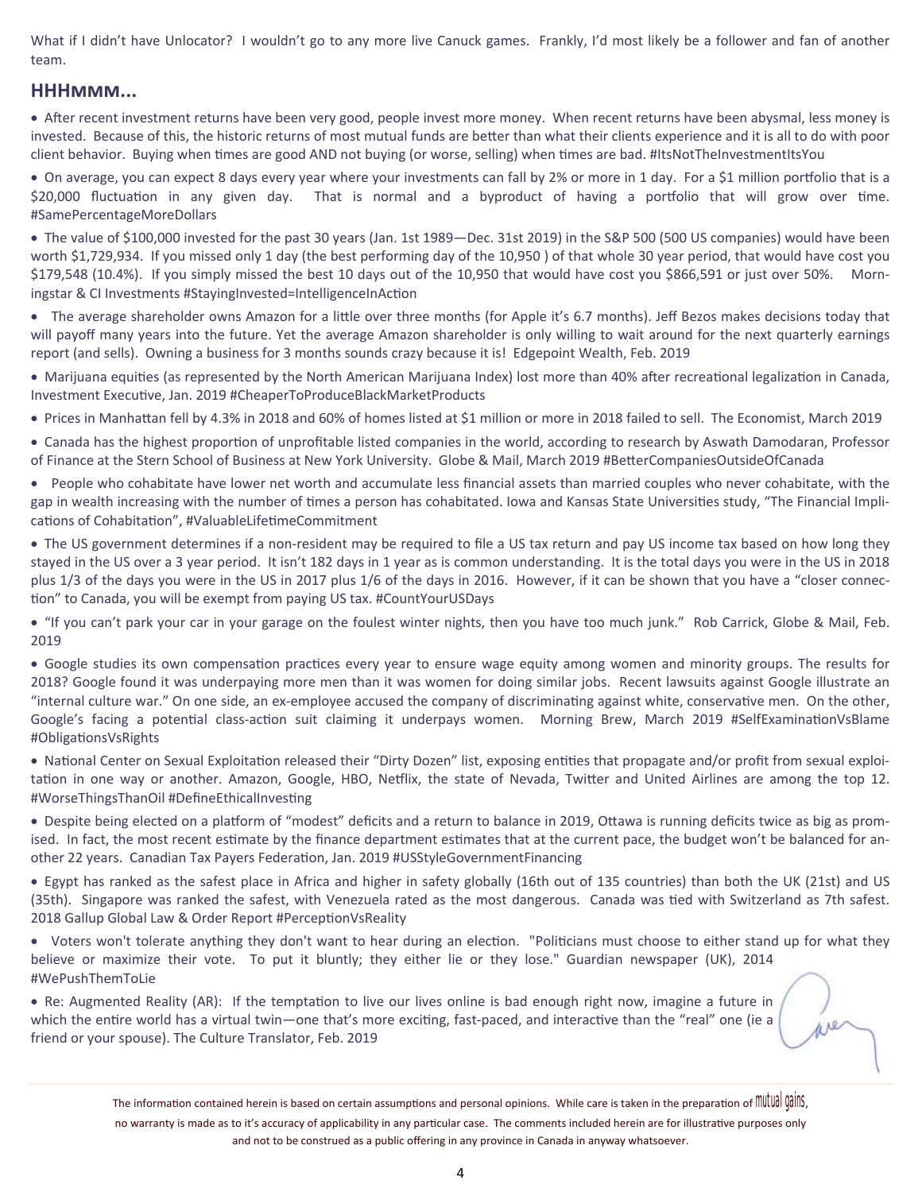What if I didn't have Unlocator? I wouldn't go to any more live Canuck games. Frankly, I'd most likely be a follower and fan of another team.

## HHHMMM...

- After recent investment returns have been very good, people invest more money. When recent returns have been abysmal, less money is invested. Because of this, the historic returns of most mutual funds are better than what their clients experience and it is all to do with poor client behavior. Buying when times are good AND not buying (or worse, selling) when times are bad. #ItsNotTheInvestmentItsYou
- On average, you can expect 8 days every year where your investments can fall by 2% or more in 1 day. For a $1 million portfolio that is a $20,000 fluctuation in any given day. That is normal and a byproduct of having a portfolio that will grow over time. #SamePercentageMoreDollars
- The value of $100,000 invested for the past 30 years (Jan. 1st 1989—Dec. 31st 2019) in the S&P 500 (500 US companies) would have been worth $1,729,934. If you missed only 1 day (the best performing day of the 10,950 ) of that whole 30 year period, that would have cost you $179,548 (10.4%). If you simply missed the best 10 days out of the 10,950 that would have cost you $866,591 or just over 50%. Morningstar & CI Investments #StayingInvested=IntelligenceInAction
- The average shareholder owns Amazon for a little over three months (for Apple it's 6.7 months). Jeff Bezos makes decisions today that will payoff many years into the future. Yet the average Amazon shareholder is only willing to wait around for the next quarterly earnings report (and sells). Owning a business for 3 months sounds crazy because it is! Edgepoint Wealth, Feb. 2019
- Marijuana equities (as represented by the North American Marijuana Index) lost more than 40% after recreational legalization in Canada, Investment Executive, Jan. 2019 #CheaperToProduceBlackMarketProducts
- Prices in Manhattan fell by 4.3% in 2018 and 60% of homes listed at $1 million or more in 2018 failed to sell. The Economist, March 2019
- Canada has the highest proportion of unprofitable listed companies in the world, according to research by Aswath Damodaran, Professor of Finance at the Stern School of Business at New York University. Globe & Mail, March 2019 #BetterCompaniesOutsideOfCanada
- People who cohabitate have lower net worth and accumulate less financial assets than married couples who never cohabitate, with the gap in wealth increasing with the number of times a person has cohabitated. Iowa and Kansas State Universities study, "The Financial Implications of Cohabitation", #ValuableLifetimeCommitment
- The US government determines if a non-resident may be required to file a US tax return and pay US income tax based on how long they stayed in the US over a 3 year period. It isn't 182 days in 1 year as is common understanding. It is the total days you were in the US in 2018 plus 1/3 of the days you were in the US in 2017 plus 1/6 of the days in 2016. However, if it can be shown that you have a "closer connection" to Canada, you will be exempt from paying US tax. #CountYourUSDays
- "If you can't park your car in your garage on the foulest winter nights, then you have too much junk." Rob Carrick, Globe & Mail, Feb. 2019
- Google studies its own compensation practices every year to ensure wage equity among women and minority groups. The results for 2018? Google found it was underpaying more men than it was women for doing similar jobs. Recent lawsuits against Google illustrate an "internal culture war." On one side, an ex-employee accused the company of discriminating against white, conservative men. On the other, Google's facing a potential class-action suit claiming it underpays women. Morning Brew, March 2019 #SelfExaminationVsBlame #ObligationsVsRights
- National Center on Sexual Exploitation released their "Dirty Dozen" list, exposing entities that propagate and/or profit from sexual exploitation in one way or another. Amazon, Google, HBO, Netflix, the state of Nevada, Twitter and United Airlines are among the top 12. #WorseThingsThanOil #DefineEthicalInvesting
- Despite being elected on a platform of "modest" deficits and a return to balance in 2019, Ottawa is running deficits twice as big as promised. In fact, the most recent estimate by the finance department estimates that at the current pace, the budget won't be balanced for another 22 years. Canadian Tax Payers Federation, Jan. 2019 #USStyleGovernmentFinancing
- Egypt has ranked as the safest place in Africa and higher in safety globally (16th out of 135 countries) than both the UK (21st) and US (35th). Singapore was ranked the safest, with Venezuela rated as the most dangerous. Canada was tied with Switzerland as 7th safest. 2018 Gallup Global Law & Order Report #PerceptionVsReality
- Voters won't tolerate anything they don't want to hear during an election. "Politicians must choose to either stand up for what they believe or maximize their vote. To put it bluntly; they either lie or they lose." Guardian newspaper (UK), 2014 #WePushThemToLie
- Re: Augmented Reality (AR): If the temptation to live our lives online is bad enough right now, imagine a future in which the entire world has a virtual twin—one that's more exciting, fast-paced, and interactive than the "real" one (ie a friend or your spouse). The Culture Translator, Feb. 2019

The information contained herein is based on certain assumptions and personal opinions. While care is taken in the preparation of mutual gains, no warranty is made as to it's accuracy of applicability in any particular case. The comments included herein are for illustrative purposes only and not to be construed as a public offering in any province in Canada in anyway whatsoever.